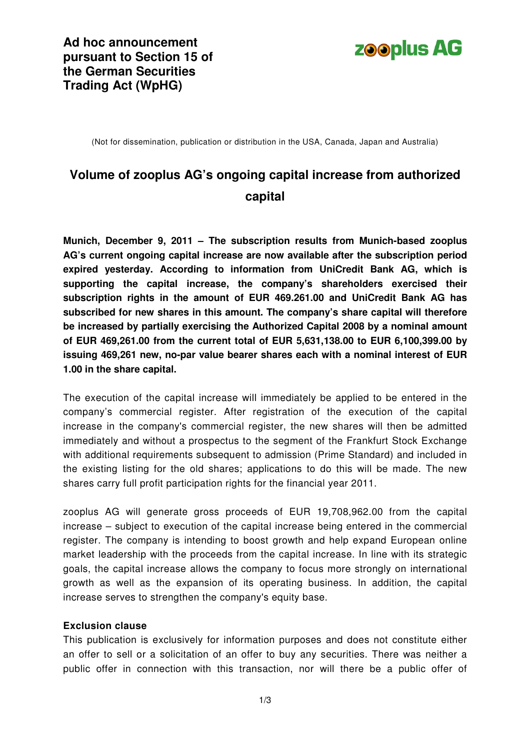**Ad hoc announcement pursuant to Section 15 of the German Securities Trading Act (WpHG)**

**zooplus AG**

(Not for dissemination, publication or distribution in the USA, Canada, Japan and Australia)

# Volume of zooplus AG's ongoing capital increase from authorized capital

**Munich, December 9, 2011 – The subscription results from Munich-based zooplus AG's current ongoing capital increase are now available after the subscription period expired yesterday. According to information from UniCredit Bank AG, which is supporting the capital increase, the company's shareholders exercised their subscription rights in the amount of EUR 469.261.00 and UniCredit Bank AG has subscribed for new shares in this amount. The company's share capital will therefore be increased by partially exercising the Authorized Capital 2008 by a nominal amount of EUR 469,261.00 from the current total of EUR 5,631,138.00 to EUR 6,100,399.00 by issuing 469,261 new, no-par value bearer shares each with a nominal interest of EUR 1.00 in the share capital.**

The execution of the capital increase will immediately be applied to be entered in the company's commercial register. After registration of the execution of the capital increase in the company's commercial register, the new shares will then be admitted immediately and without a prospectus to the segment of the Frankfurt Stock Exchange with additional requirements subsequent to admission (Prime Standard) and included in the existing listing for the old shares; applications to do this will be made. The new shares carry full profit participation rights for the financial year 2011.

zooplus AG will generate gross proceeds of EUR 19,708,962.00 from the capital increase – subject to execution of the capital increase being entered in the commercial register. The company is intending to boost growth and help expand European online market leadership with the proceeds from the capital increase. In line with its strategic goals, the capital increase allows the company to focus more strongly on international growth as well as the expansion of its operating business. In addition, the capital increase serves to strengthen the company's equity base.

**Exclusion clause**

This publication is exclusively for information purposes and does not constitute either an offer to sell or a solicitation of an offer to buy any securities. There was neither a public offer in connection with this transaction, nor will there be a public offer of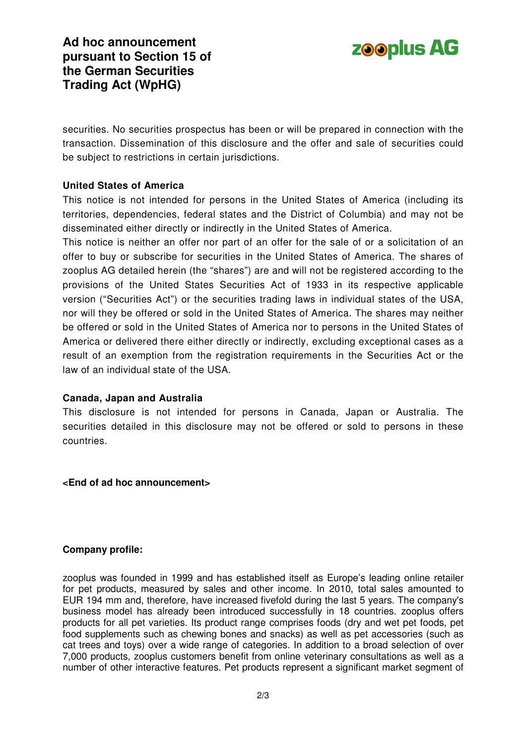securities. No securities prospectus has been or will be prepared in connection with the transaction. Dissemination of this disclosure and the offer and sale of securities could be subject to restrictions in certain jurisdictions.

**United States of America**

This notice is not intended for persons in the United States of America (including its territories, dependencies, federal states and the District of Columbia) and may not be disseminated either directly or indirectly in the United States of America.

This notice is neither an offer nor part of an offer for the sale of or a solicitation of an offer to buy or subscribe for securities in the United States of America. The shares of zooplus AG detailed herein (the "shares") are and will not be registered according to the provisions of the United States Securities Act of 1933 in its respective applicable version ("Securities Act") or the securities trading laws in individual states of the USA, nor will they be offered or sold in the United States of America. The shares may neither be offered or sold in the United States of America nor to persons in the United States of America or delivered there either directly or indirectly, excluding exceptional cases as a result of an exemption from the registration requirements in the Securities Act or the law of an individual state of the USA.

**Canada, Japan and Australia**

This disclosure is not intended for persons in Canada, Japan or Australia. The securities detailed in this disclosure may not be offered or sold to persons in these countries.

**<End of ad hoc announcement>**

**Company profile:**

zooplus was founded in 1999 and has established itself as Europe's leading online retailer for pet products, measured by sales and other income. In 2010, total sales amounted to EUR 194 mm and, therefore, have increased fivefold during the last 5 years. The company's business model has already been introduced successfully in 18 countries. zooplus offers products for all pet varieties. Its product range comprises foods (dry and wet pet foods, pet food supplements such as chewing bones and snacks) as well as pet accessories (such as cat trees and toys) over a wide range of categories. In addition to a broad selection of over 7,000 products, zooplus customers benefit from online veterinary consultations as well as a number of other interactive features. Pet products represent a significant market segment of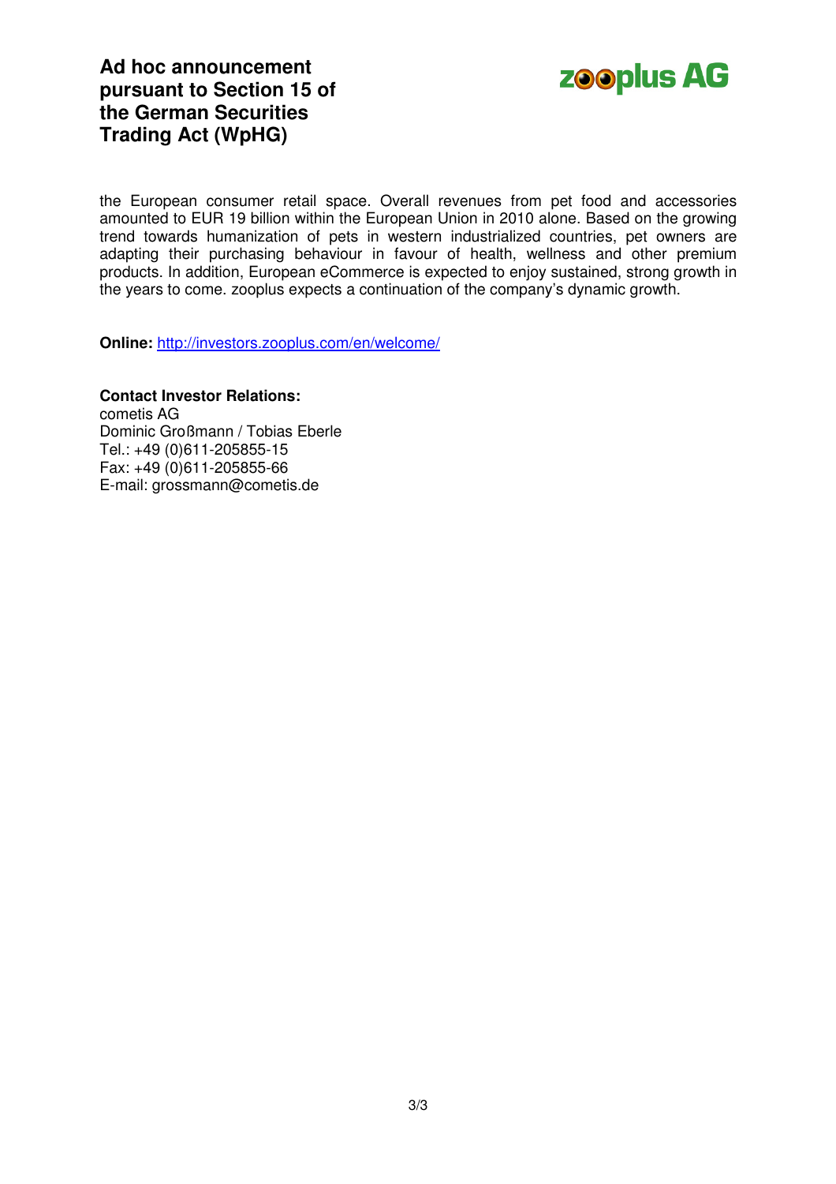the European consumer retail space. Overall revenues from pet food and accessories amounted to EUR 19 billion within the European Union in 2010 alone. Based on the growing trend towards humanization of pets in western industrialized countries, pet owners are adapting their purchasing behaviour in favour of health, wellness and other premium products. In addition, European eCommerce is expected to enjoy sustained, strong growth in the years to come. zooplus expects a continuation of the company's dynamic growth.

**Online:** http://investors.zooplus.com/en/welcome/

**Contact Investor Relations:**
cometis AG
Dominic Großmann / Tobias Eberle
Tel.: +49 (0)611-205855-15
Fax: +49 (0)611-205855-66
E-mail: grossmann@cometis.de